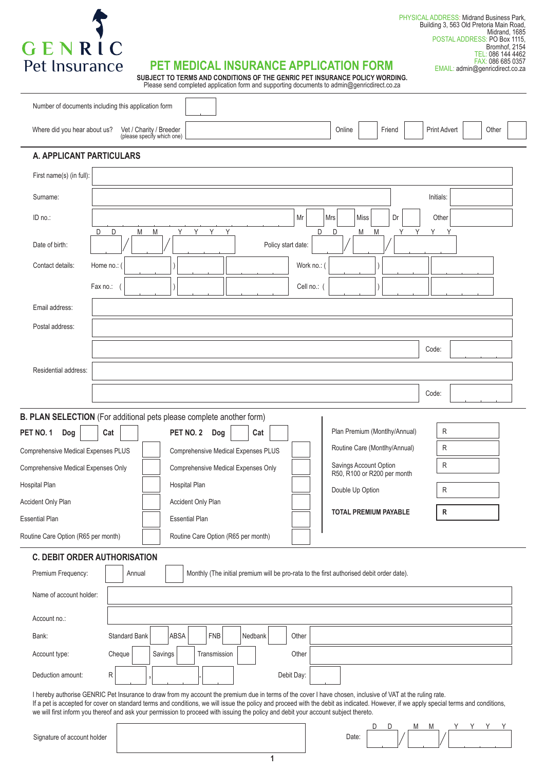GENRIC
Pet Insurance

PHYSICAL ADDRESS: Midrand Business Park, Building 3, 563 Old Pretoria Main Road, Midrand, 1685
POSTAL ADDRESS: PO Box 1115, Bromhof, 2154
TEL: 086 144 4462
FAX: 086 685 0357
EMAIL: admin@genricdirect.co.za

# PET MEDICAL INSURANCE APPLICATION FORM

**SUBJECT TO TERMS AND CONDITIONS OF THE GENRIC PET INSURANCE POLICY WORDING.**
Please send completed application form and supporting documents to admin@genricdirect.co.za

Number of documents including this application form: ____

Where did you hear about us? Vet / Charity / Breeder (please specify which one) ____ Online ☐ Friend ☐ Print Advert ☐ Other ☐

## A. APPLICANT PARTICULARS

First name(s) (in full): ____

Surname: ____ Initials: ____

ID no.: ____ Mr ☐ Mrs ☐ Miss ☐ Dr ☐ Other ____

Date of birth: DD / MM / YYYY Policy start date: DD / MM / YYYY

Contact details: Home no.: ( ) ____ Work no.: ( ) ____

Fax no.: ( ) ____ Cell no.: ( ) ____

Email address: ____

Postal address: ____

____ Code: ____

Residential address: ____

____ Code: ____

## B. PLAN SELECTION (For additional pets please complete another form)

| PET NO. 1 Dog ☐ Cat ☐ | | PET NO. 2 Dog ☐ Cat ☐ | |
|---|---|---|---|
| Comprehensive Medical Expenses PLUS | ☐ | Comprehensive Medical Expenses PLUS | ☐ |
| Comprehensive Medical Expenses Only | ☐ | Comprehensive Medical Expenses Only | ☐ |
| Hospital Plan | ☐ | Hospital Plan | ☐ |
| Accident Only Plan | ☐ | Accident Only Plan | ☐ |
| Essential Plan | ☐ | Essential Plan | ☐ |
| Routine Care Option (R65 per month) | ☐ | Routine Care Option (R65 per month) | ☐ |

| | |
|---|---|
| Plan Premium (Montlhy/Annual) | R |
| Routine Care (Monthly/Annual) | R |
| Savings Account Option R50, R100 or R200 per month | R |
| Double Up Option | R |
| **TOTAL PREMIUM PAYABLE** | **R** |

## C. DEBIT ORDER AUTHORISATION

Premium Frequency: ☐ Annual ☐ Monthly (The initial premium will be pro-rata to the first authorised debit order date).

Name of account holder: ____

Account no.: ____

Bank: Standard Bank ☐ ABSA ☐ FNB ☐ Nedbank ☐ Other ____

Account type: Cheque ☐ Savings ☐ Transmission ☐ Other ____

Deduction amount: R ____ , ____ . ____ Debit Day: ____

I hereby authorise GENRIC Pet Insurance to draw from my account the premium due in terms of the cover I have chosen, inclusive of VAT at the ruling rate.
If a pet is accepted for cover on standard terms and conditions, we will issue the policy and proceed with the debit as indicated. However, if we apply special terms and conditions, we will first inform you thereof and ask your permission to proceed with issuing the policy and debit your account subject thereto.

Signature of account holder: ____ Date: DD / MM / YYYY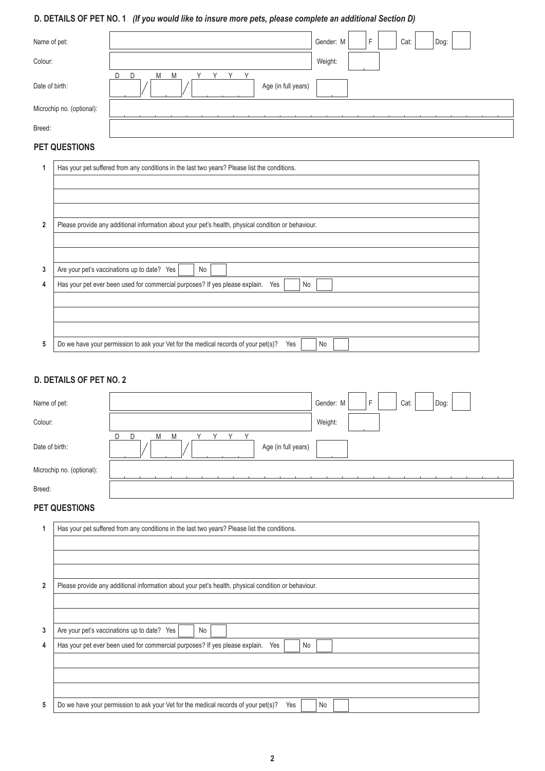## D. DETAILS OF PET NO. 1 *(If you would like to insure more pets, please complete an additional Section D)*

| | | | |
|---|---|---|---|
| Name of pet: | | Gender: M ☐ F ☐ | Cat: ☐ Dog: ☐ |
| Colour: | | Weight: | |
| Date of birth: | D D / M M / Y Y Y Y | Age (in full years) | |
| Microchip no. (optional): | | | |
| Breed: | | | |

### PET QUESTIONS

| | |
|---|---|
| 1 | Has your pet suffered from any conditions in the last two years? Please list the conditions. |
| | |
| | |
| | |
| 2 | Please provide any additional information about your pet's health, physical condition or behaviour. |
| | |
| | |
| 3 | Are your pet's vaccinations up to date? Yes ☐ No ☐ |
| 4 | Has your pet ever been used for commercial purposes? If yes please explain. Yes ☐ No ☐ |
| | |
| | |
| | |
| 5 | Do we have your permission to ask your Vet for the medical records of your pet(s)? Yes ☐ No ☐ |

## D. DETAILS OF PET NO. 2

| | | | |
|---|---|---|---|
| Name of pet: | | Gender: M ☐ F ☐ | Cat: ☐ Dog: ☐ |
| Colour: | | Weight: | |
| Date of birth: | D D / M M / Y Y Y Y | Age (in full years) | |
| Microchip no. (optional): | | | |
| Breed: | | | |

### PET QUESTIONS

| | |
|---|---|
| 1 | Has your pet suffered from any conditions in the last two years? Please list the conditions. |
| | |
| | |
| | |
| 2 | Please provide any additional information about your pet's health, physical condition or behaviour. |
| | |
| | |
| 3 | Are your pet's vaccinations up to date? Yes ☐ No ☐ |
| 4 | Has your pet ever been used for commercial purposes? If yes please explain. Yes ☐ No ☐ |
| | |
| | |
| | |
| 5 | Do we have your permission to ask your Vet for the medical records of your pet(s)? Yes ☐ No ☐ |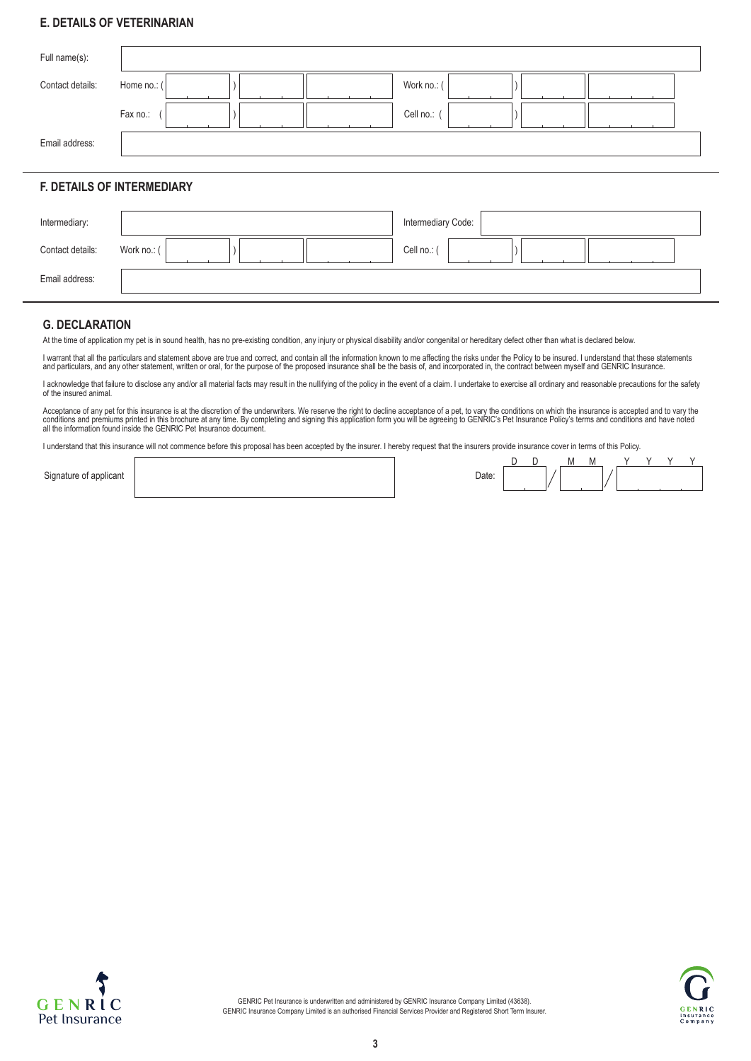## E. DETAILS OF VETERINARIAN

| | | | |
|---|---|---|---|
| Full name(s): | | | |
| Contact details: | Home no.: ( ) | Work no.: ( ) | |
| | Fax no.: ( ) | Cell no.: ( ) | |
| Email address: | | | |

## F. DETAILS OF INTERMEDIARY

| | | | |
|---|---|---|---|
| Intermediary: | | Intermediary Code: | |
| Contact details: | Work no.: ( ) | Cell no.: ( ) | |
| Email address: | | | |

## G. DECLARATION

At the time of application my pet is in sound health, has no pre-existing condition, any injury or physical disability and/or congenital or hereditary defect other than what is declared below.

I warrant that all the particulars and statement above are true and correct, and contain all the information known to me affecting the risks under the Policy to be insured. I understand that these statements and particulars, and any other statement, written or oral, for the purpose of the proposed insurance shall be the basis of, and incorporated in, the contract between myself and GENRIC Insurance.

I acknowledge that failure to disclose any and/or all material facts may result in the nullifying of the policy in the event of a claim. I undertake to exercise all ordinary and reasonable precautions for the safety of the insured animal.

Acceptance of any pet for this insurance is at the discretion of the underwriters. We reserve the right to decline acceptance of a pet, to vary the conditions on which the insurance is accepted and to vary the conditions and premiums printed in this brochure at any time. By completing and signing this application form you will be agreeing to GENRIC's Pet Insurance Policy's terms and conditions and have noted all the information found inside the GENRIC Pet Insurance document.

I understand that this insurance will not commence before this proposal has been accepted by the insurer. I hereby request that the insurers provide insurance cover in terms of this Policy.

Signature of applicant ______________________

Date: D D / M M / Y Y Y Y

GENRIC Pet Insurance

GENRIC Pet Insurance is underwritten and administered by GENRIC Insurance Company Limited (43638).
GENRIC Insurance Company Limited is an authorised Financial Services Provider and Registered Short Term Insurer.

GENRIC Insurance Company